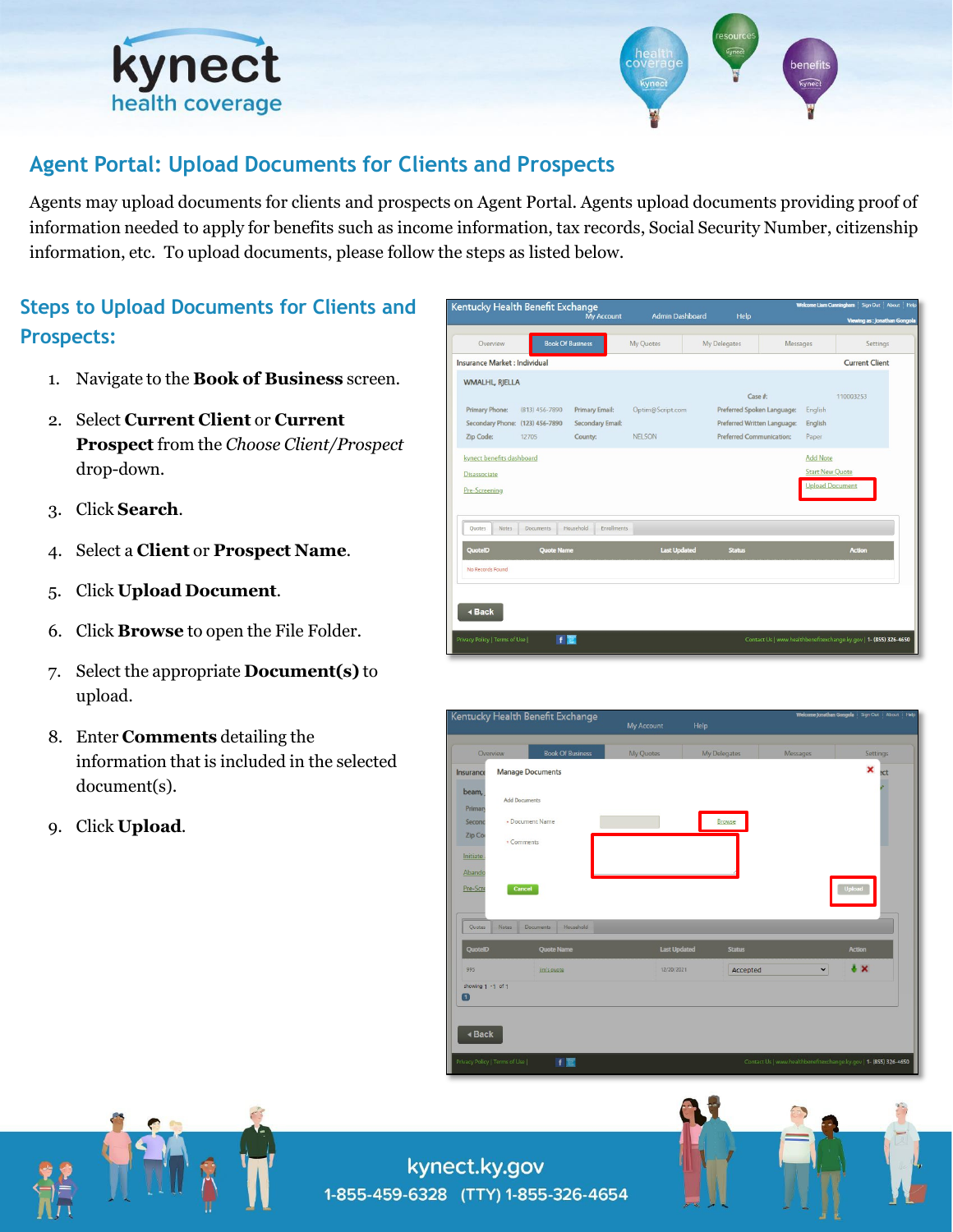# Agent Portal: Upload Documents for Clients and Prospects

Agents may upload documents for clients and prospects on Agent Portal. Agents upload documents providing proof of information needed to apply for benefits such as income information, tax records, Social Security Number, citizenship information, etc. To upload documents, please follow the steps as listed below.

## Steps to Upload Documents for Clients and Prospects:

1. Navigate to the **Book of Business** screen.
2. Select **Current Client** or **Current Prospect** from the *Choose Client/Prospect* drop-down.
3. Click **Search**.
4. Select a **Client** or **Prospect Name**.
5. Click **Upload Document**.
6. Click **Browse** to open the File Folder.
7. Select the appropriate **Document(s)** to upload.
8. Enter **Comments** detailing the information that is included in the selected document(s).
9. Click **Upload**.

kynect.ky.gov
1-855-459-6328 (TTY) 1-855-326-4654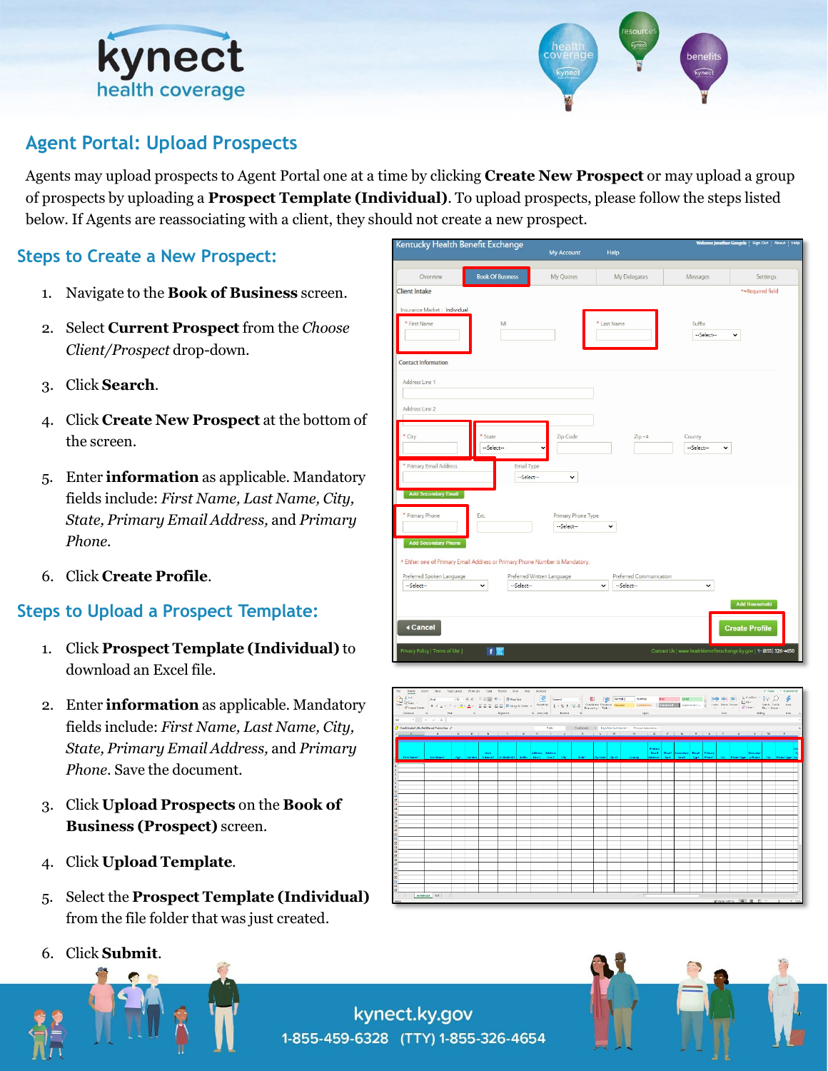# Agent Portal: Upload Prospects

Agents may upload prospects to Agent Portal one at a time by clicking **Create New Prospect** or may upload a group of prospects by uploading a **Prospect Template (Individual)**. To upload prospects, please follow the steps listed below. If Agents are reassociating with a client, they should not create a new prospect.

## Steps to Create a New Prospect:

1. Navigate to the **Book of Business** screen.
2. Select **Current Prospect** from the *Choose Client/Prospect* drop-down.
3. Click **Search**.
4. Click **Create New Prospect** at the bottom of the screen.
5. Enter **information** as applicable. Mandatory fields include: *First Name, Last Name, City, State, Primary Email Address,* and *Primary Phone.*
6. Click **Create Profile**.

## Steps to Upload a Prospect Template:

1. Click **Prospect Template (Individual)** to download an Excel file.
2. Enter **information** as applicable. Mandatory fields include: *First Name, Last Name, City, State, Primary Email Address,* and *Primary Phone*. Save the document.
3. Click **Upload Prospects** on the **Book of Business (Prospect)** screen.
4. Click **Upload Template**.
5. Select the **Prospect Template (Individual)** from the file folder that was just created.
6. Click **Submit**.

kynect.ky.gov
1-855-459-6328 (TTY) 1-855-326-4654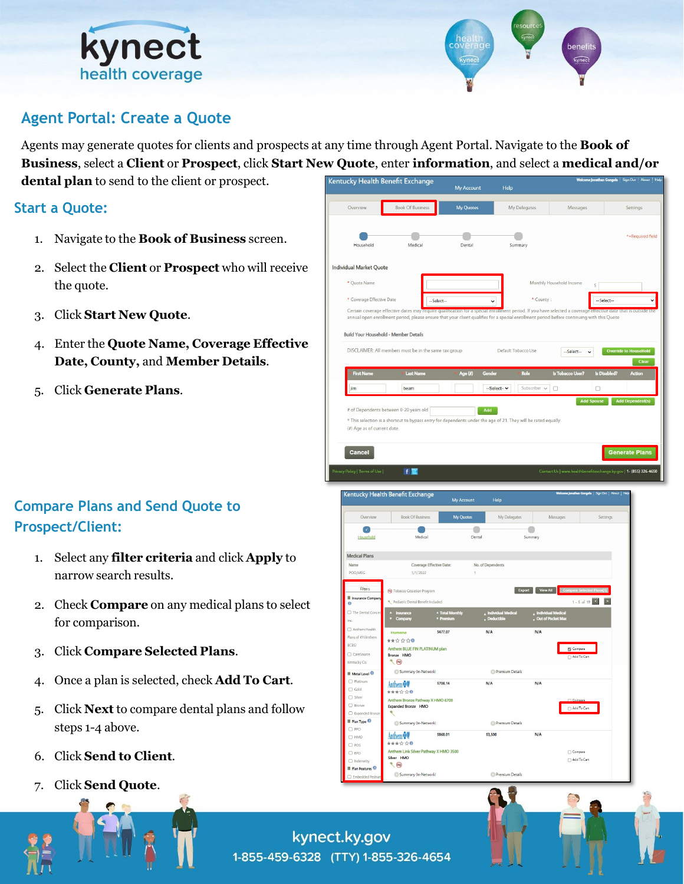# Agent Portal: Create a Quote

Agents may generate quotes for clients and prospects at any time through Agent Portal. Navigate to the **Book of Business**, select a **Client** or **Prospect**, click **Start New Quote**, enter **information**, and select a **medical and/or dental plan** to send to the client or prospect.

## Start a Quote:

1. Navigate to the **Book of Business** screen.
2. Select the **Client** or **Prospect** who will receive the quote.
3. Click **Start New Quote**.
4. Enter the **Quote Name, Coverage Effective Date, County,** and **Member Details**.
5. Click **Generate Plans**.

## Compare Plans and Send Quote to Prospect/Client:

1. Select any **filter criteria** and click **Apply** to narrow search results.
2. Check **Compare** on any medical plans to select for comparison.
3. Click **Compare Selected Plans**.
4. Once a plan is selected, check **Add To Cart**.
5. Click **Next** to compare dental plans and follow steps 1-4 above.
6. Click **Send to Client**.
7. Click **Send Quote**.

kynect.ky.gov

1-855-459-6328 (TTY) 1-855-326-4654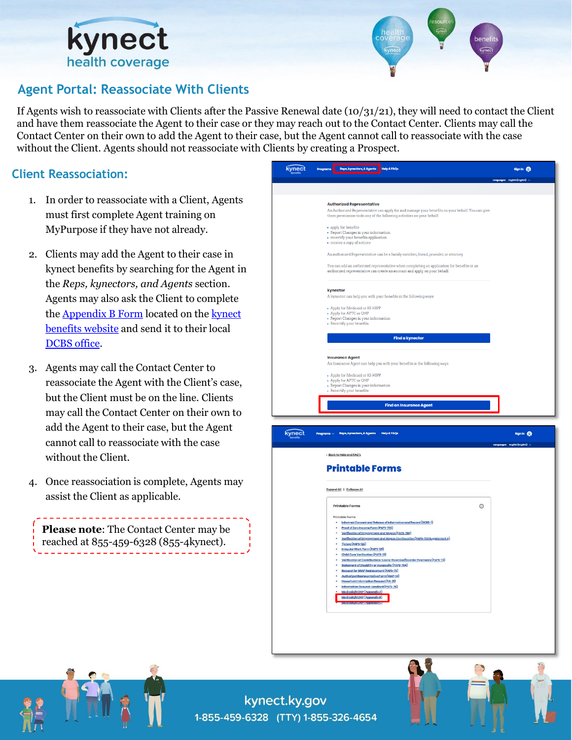# Agent Portal: Reassociate With Clients

If Agents wish to reassociate with Clients after the Passive Renewal date (10/31/21), they will need to contact the Client and have them reassociate the Agent to their case or they may reach out to the Contact Center. Clients may call the Contact Center on their own to add the Agent to their case, but the Agent cannot call to reassociate with the case without the Client. Agents should not reassociate with Clients by creating a Prospect.

## Client Reassociation:

1. In order to reassociate with a Client, Agents must first complete Agent training on MyPurpose if they have not already.
2. Clients may add the Agent to their case in kynect benefits by searching for the Agent in the *Reps, kynectors, and Agents* section. Agents may also ask the Client to complete the Appendix B Form located on the kynect benefits website and send it to their local DCBS office.
3. Agents may call the Contact Center to reassociate the Agent with the Client's case, but the Client must be on the line. Clients may call the Contact Center on their own to add the Agent to their case, but the Agent cannot call to reassociate with the case without the Client.
4. Once reassociation is complete, Agents may assist the Client as applicable.

**Please note**: The Contact Center may be reached at 855-459-6328 (855-4kynect).

kynect.ky.gov
1-855-459-6328 (TTY) 1-855-326-4654